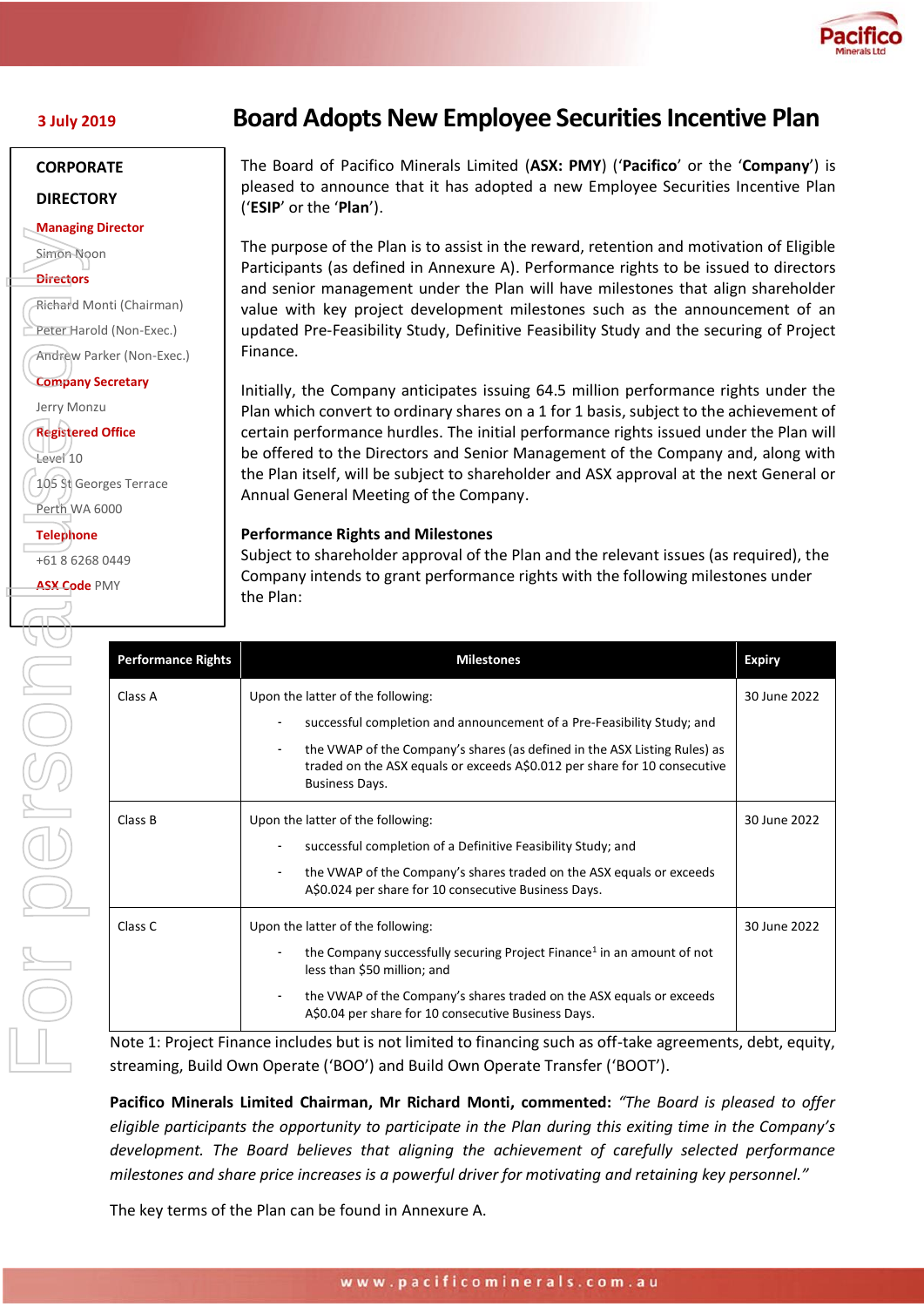3 July 2019

# Board Adopts New Employee Securities Incentive Plan

**CORPORATE DIRECTORY**

**Managing Director**
Simon Noon

**Directors**
Richard Monti (Chairman)
Peter Harold (Non-Exec.)
Andrew Parker (Non-Exec.)

**Company Secretary**
Jerry Monzu

**Registered Office**
Level 10
105 St Georges Terrace
Perth WA 6000

**Telephone**
+61 8 6268 0449

**ASX Code** PMY

The Board of Pacifico Minerals Limited (**ASX: PMY**) ('**Pacifico**' or the '**Company**') is pleased to announce that it has adopted a new Employee Securities Incentive Plan ('**ESIP**' or the '**Plan**').

The purpose of the Plan is to assist in the reward, retention and motivation of Eligible Participants (as defined in Annexure A). Performance rights to be issued to directors and senior management under the Plan will have milestones that align shareholder value with key project development milestones such as the announcement of an updated Pre-Feasibility Study, Definitive Feasibility Study and the securing of Project Finance.

Initially, the Company anticipates issuing 64.5 million performance rights under the Plan which convert to ordinary shares on a 1 for 1 basis, subject to the achievement of certain performance hurdles. The initial performance rights issued under the Plan will be offered to the Directors and Senior Management of the Company and, along with the Plan itself, will be subject to shareholder and ASX approval at the next General or Annual General Meeting of the Company.

**Performance Rights and Milestones**
Subject to shareholder approval of the Plan and the relevant issues (as required), the Company intends to grant performance rights with the following milestones under the Plan:

| Performance Rights | Milestones | Expiry |
|---|---|---|
| Class A | Upon the latter of the following:<br>- successful completion and announcement of a Pre-Feasibility Study; and<br>- the VWAP of the Company's shares (as defined in the ASX Listing Rules) as traded on the ASX equals or exceeds A$0.012 per share for 10 consecutive Business Days. | 30 June 2022 |
| Class B | Upon the latter of the following:<br>- successful completion of a Definitive Feasibility Study; and<br>- the VWAP of the Company's shares traded on the ASX equals or exceeds A$0.024 per share for 10 consecutive Business Days. | 30 June 2022 |
| Class C | Upon the latter of the following:<br>- the Company successfully securing Project Finance[1] in an amount of not less than $50 million; and<br>- the VWAP of the Company's shares traded on the ASX equals or exceeds A$0.04 per share for 10 consecutive Business Days. | 30 June 2022 |

Note 1: Project Finance includes but is not limited to financing such as off-take agreements, debt, equity, streaming, Build Own Operate ('BOO') and Build Own Operate Transfer ('BOOT').

**Pacifico Minerals Limited Chairman, Mr Richard Monti, commented:** *"The Board is pleased to offer eligible participants the opportunity to participate in the Plan during this exiting time in the Company's development. The Board believes that aligning the achievement of carefully selected performance milestones and share price increases is a powerful driver for motivating and retaining key personnel."*

The key terms of the Plan can be found in Annexure A.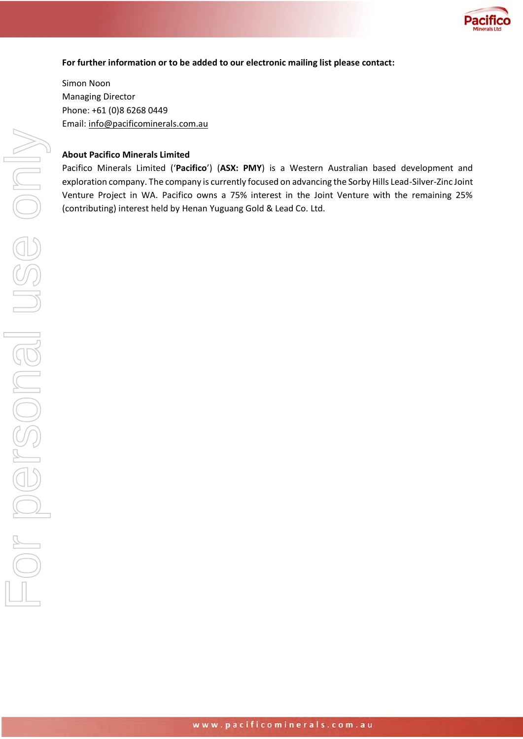**For further information or to be added to our electronic mailing list please contact:**

Simon Noon
Managing Director
Phone: +61 (0)8 6268 0449
Email: info@pacificominerals.com.au

**About Pacifico Minerals Limited**

Pacifico Minerals Limited ('**Pacifico**') (**ASX: PMY**) is a Western Australian based development and exploration company. The company is currently focused on advancing the Sorby Hills Lead-Silver-Zinc Joint Venture Project in WA. Pacifico owns a 75% interest in the Joint Venture with the remaining 25% (contributing) interest held by Henan Yuguang Gold & Lead Co. Ltd.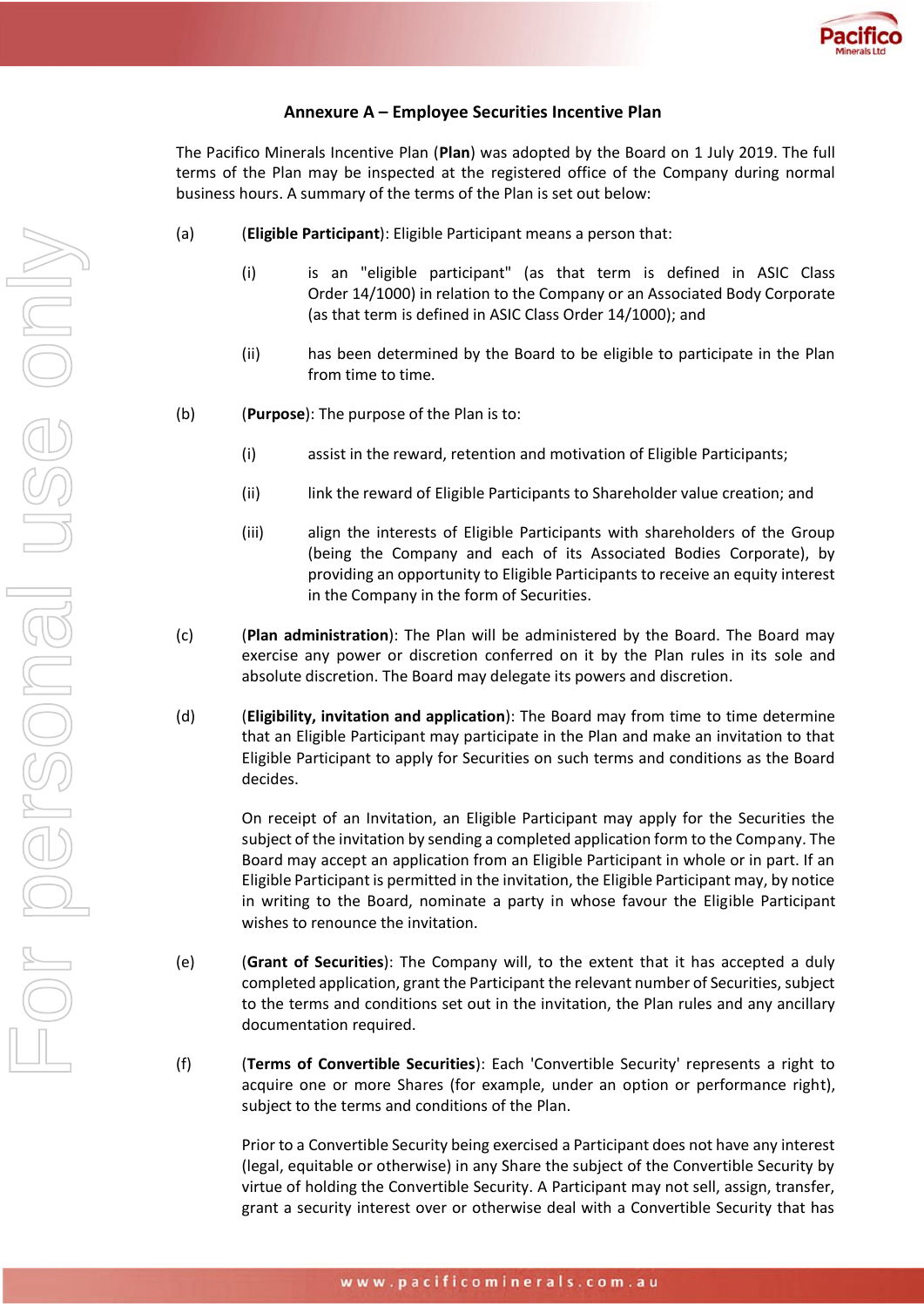## Annexure A – Employee Securities Incentive Plan

The Pacifico Minerals Incentive Plan (**Plan**) was adopted by the Board on 1 July 2019. The full terms of the Plan may be inspected at the registered office of the Company during normal business hours. A summary of the terms of the Plan is set out below:

(a) (**Eligible Participant**): Eligible Participant means a person that:

  (i) is an "eligible participant" (as that term is defined in ASIC Class Order 14/1000) in relation to the Company or an Associated Body Corporate (as that term is defined in ASIC Class Order 14/1000); and

  (ii) has been determined by the Board to be eligible to participate in the Plan from time to time.

(b) (**Purpose**): The purpose of the Plan is to:

  (i) assist in the reward, retention and motivation of Eligible Participants;

  (ii) link the reward of Eligible Participants to Shareholder value creation; and

  (iii) align the interests of Eligible Participants with shareholders of the Group (being the Company and each of its Associated Bodies Corporate), by providing an opportunity to Eligible Participants to receive an equity interest in the Company in the form of Securities.

(c) (**Plan administration**): The Plan will be administered by the Board. The Board may exercise any power or discretion conferred on it by the Plan rules in its sole and absolute discretion. The Board may delegate its powers and discretion.

(d) (**Eligibility, invitation and application**): The Board may from time to time determine that an Eligible Participant may participate in the Plan and make an invitation to that Eligible Participant to apply for Securities on such terms and conditions as the Board decides.

On receipt of an Invitation, an Eligible Participant may apply for the Securities the subject of the invitation by sending a completed application form to the Company. The Board may accept an application from an Eligible Participant in whole or in part. If an Eligible Participant is permitted in the invitation, the Eligible Participant may, by notice in writing to the Board, nominate a party in whose favour the Eligible Participant wishes to renounce the invitation.

(e) (**Grant of Securities**): The Company will, to the extent that it has accepted a duly completed application, grant the Participant the relevant number of Securities, subject to the terms and conditions set out in the invitation, the Plan rules and any ancillary documentation required.

(f) (**Terms of Convertible Securities**): Each 'Convertible Security' represents a right to acquire one or more Shares (for example, under an option or performance right), subject to the terms and conditions of the Plan.

Prior to a Convertible Security being exercised a Participant does not have any interest (legal, equitable or otherwise) in any Share the subject of the Convertible Security by virtue of holding the Convertible Security. A Participant may not sell, assign, transfer, grant a security interest over or otherwise deal with a Convertible Security that has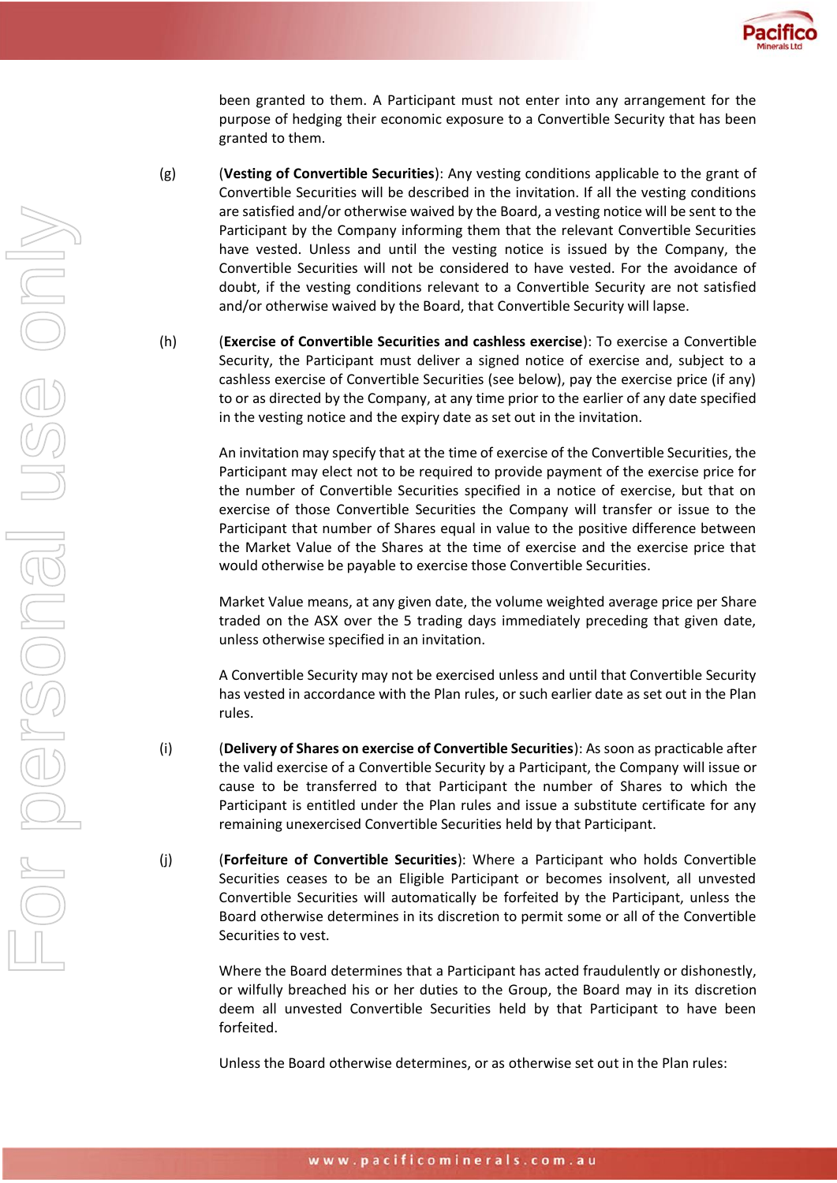been granted to them. A Participant must not enter into any arrangement for the purpose of hedging their economic exposure to a Convertible Security that has been granted to them.

(g) (**Vesting of Convertible Securities**): Any vesting conditions applicable to the grant of Convertible Securities will be described in the invitation. If all the vesting conditions are satisfied and/or otherwise waived by the Board, a vesting notice will be sent to the Participant by the Company informing them that the relevant Convertible Securities have vested. Unless and until the vesting notice is issued by the Company, the Convertible Securities will not be considered to have vested. For the avoidance of doubt, if the vesting conditions relevant to a Convertible Security are not satisfied and/or otherwise waived by the Board, that Convertible Security will lapse.

(h) (**Exercise of Convertible Securities and cashless exercise**): To exercise a Convertible Security, the Participant must deliver a signed notice of exercise and, subject to a cashless exercise of Convertible Securities (see below), pay the exercise price (if any) to or as directed by the Company, at any time prior to the earlier of any date specified in the vesting notice and the expiry date as set out in the invitation.

An invitation may specify that at the time of exercise of the Convertible Securities, the Participant may elect not to be required to provide payment of the exercise price for the number of Convertible Securities specified in a notice of exercise, but that on exercise of those Convertible Securities the Company will transfer or issue to the Participant that number of Shares equal in value to the positive difference between the Market Value of the Shares at the time of exercise and the exercise price that would otherwise be payable to exercise those Convertible Securities.

Market Value means, at any given date, the volume weighted average price per Share traded on the ASX over the 5 trading days immediately preceding that given date, unless otherwise specified in an invitation.

A Convertible Security may not be exercised unless and until that Convertible Security has vested in accordance with the Plan rules, or such earlier date as set out in the Plan rules.

(i) (**Delivery of Shares on exercise of Convertible Securities**): As soon as practicable after the valid exercise of a Convertible Security by a Participant, the Company will issue or cause to be transferred to that Participant the number of Shares to which the Participant is entitled under the Plan rules and issue a substitute certificate for any remaining unexercised Convertible Securities held by that Participant.

(j) (**Forfeiture of Convertible Securities**): Where a Participant who holds Convertible Securities ceases to be an Eligible Participant or becomes insolvent, all unvested Convertible Securities will automatically be forfeited by the Participant, unless the Board otherwise determines in its discretion to permit some or all of the Convertible Securities to vest.

Where the Board determines that a Participant has acted fraudulently or dishonestly, or wilfully breached his or her duties to the Group, the Board may in its discretion deem all unvested Convertible Securities held by that Participant to have been forfeited.

Unless the Board otherwise determines, or as otherwise set out in the Plan rules: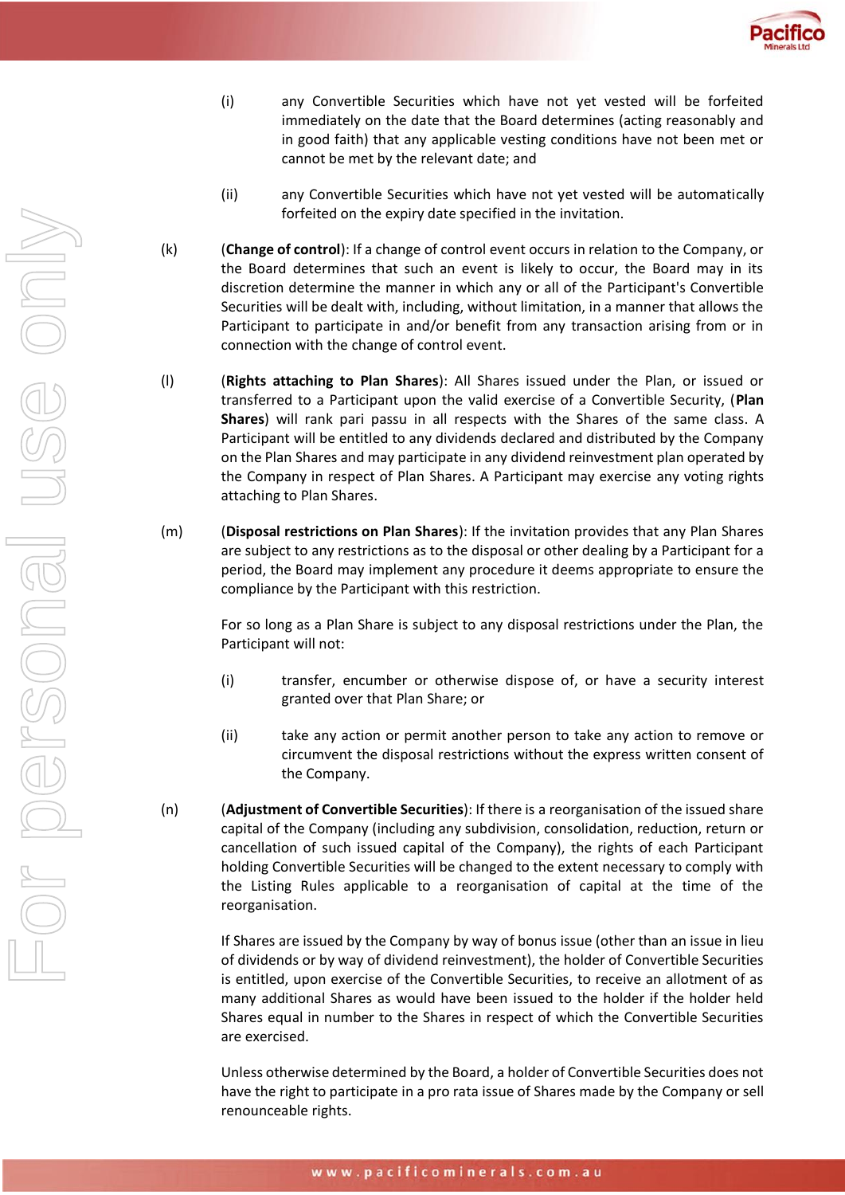(i) any Convertible Securities which have not yet vested will be forfeited immediately on the date that the Board determines (acting reasonably and in good faith) that any applicable vesting conditions have not been met or cannot be met by the relevant date; and

(ii) any Convertible Securities which have not yet vested will be automatically forfeited on the expiry date specified in the invitation.

(k) (**Change of control**): If a change of control event occurs in relation to the Company, or the Board determines that such an event is likely to occur, the Board may in its discretion determine the manner in which any or all of the Participant's Convertible Securities will be dealt with, including, without limitation, in a manner that allows the Participant to participate in and/or benefit from any transaction arising from or in connection with the change of control event.

(l) (**Rights attaching to Plan Shares**): All Shares issued under the Plan, or issued or transferred to a Participant upon the valid exercise of a Convertible Security, (**Plan Shares**) will rank pari passu in all respects with the Shares of the same class. A Participant will be entitled to any dividends declared and distributed by the Company on the Plan Shares and may participate in any dividend reinvestment plan operated by the Company in respect of Plan Shares. A Participant may exercise any voting rights attaching to Plan Shares.

(m) (**Disposal restrictions on Plan Shares**): If the invitation provides that any Plan Shares are subject to any restrictions as to the disposal or other dealing by a Participant for a period, the Board may implement any procedure it deems appropriate to ensure the compliance by the Participant with this restriction.

For so long as a Plan Share is subject to any disposal restrictions under the Plan, the Participant will not:

(i) transfer, encumber or otherwise dispose of, or have a security interest granted over that Plan Share; or

(ii) take any action or permit another person to take any action to remove or circumvent the disposal restrictions without the express written consent of the Company.

(n) (**Adjustment of Convertible Securities**): If there is a reorganisation of the issued share capital of the Company (including any subdivision, consolidation, reduction, return or cancellation of such issued capital of the Company), the rights of each Participant holding Convertible Securities will be changed to the extent necessary to comply with the Listing Rules applicable to a reorganisation of capital at the time of the reorganisation.

If Shares are issued by the Company by way of bonus issue (other than an issue in lieu of dividends or by way of dividend reinvestment), the holder of Convertible Securities is entitled, upon exercise of the Convertible Securities, to receive an allotment of as many additional Shares as would have been issued to the holder if the holder held Shares equal in number to the Shares in respect of which the Convertible Securities are exercised.

Unless otherwise determined by the Board, a holder of Convertible Securities does not have the right to participate in a pro rata issue of Shares made by the Company or sell renounceable rights.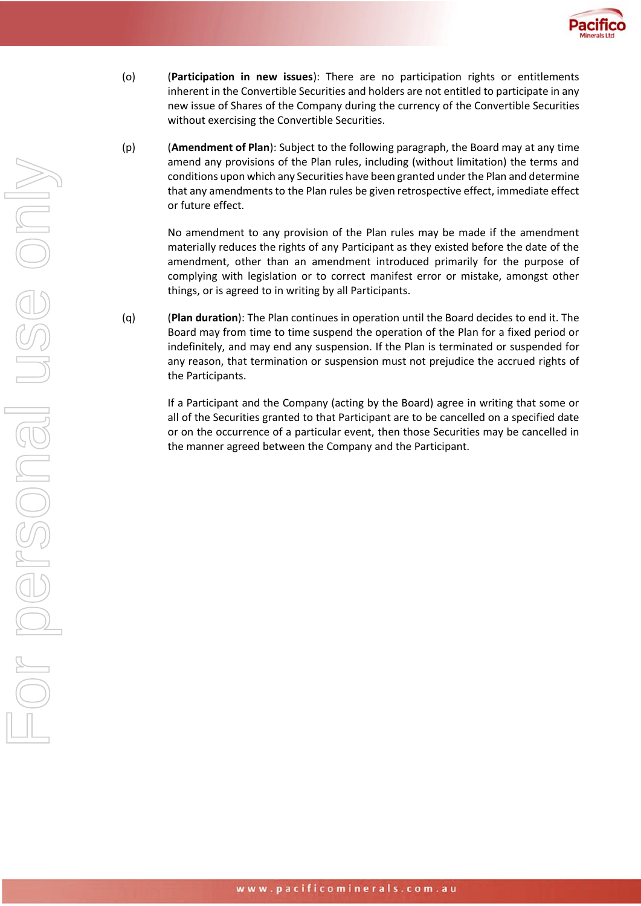(o) (**Participation in new issues**): There are no participation rights or entitlements inherent in the Convertible Securities and holders are not entitled to participate in any new issue of Shares of the Company during the currency of the Convertible Securities without exercising the Convertible Securities.

(p) (**Amendment of Plan**): Subject to the following paragraph, the Board may at any time amend any provisions of the Plan rules, including (without limitation) the terms and conditions upon which any Securities have been granted under the Plan and determine that any amendments to the Plan rules be given retrospective effect, immediate effect or future effect.

No amendment to any provision of the Plan rules may be made if the amendment materially reduces the rights of any Participant as they existed before the date of the amendment, other than an amendment introduced primarily for the purpose of complying with legislation or to correct manifest error or mistake, amongst other things, or is agreed to in writing by all Participants.

(q) (**Plan duration**): The Plan continues in operation until the Board decides to end it. The Board may from time to time suspend the operation of the Plan for a fixed period or indefinitely, and may end any suspension. If the Plan is terminated or suspended for any reason, that termination or suspension must not prejudice the accrued rights of the Participants.

If a Participant and the Company (acting by the Board) agree in writing that some or all of the Securities granted to that Participant are to be cancelled on a specified date or on the occurrence of a particular event, then those Securities may be cancelled in the manner agreed between the Company and the Participant.